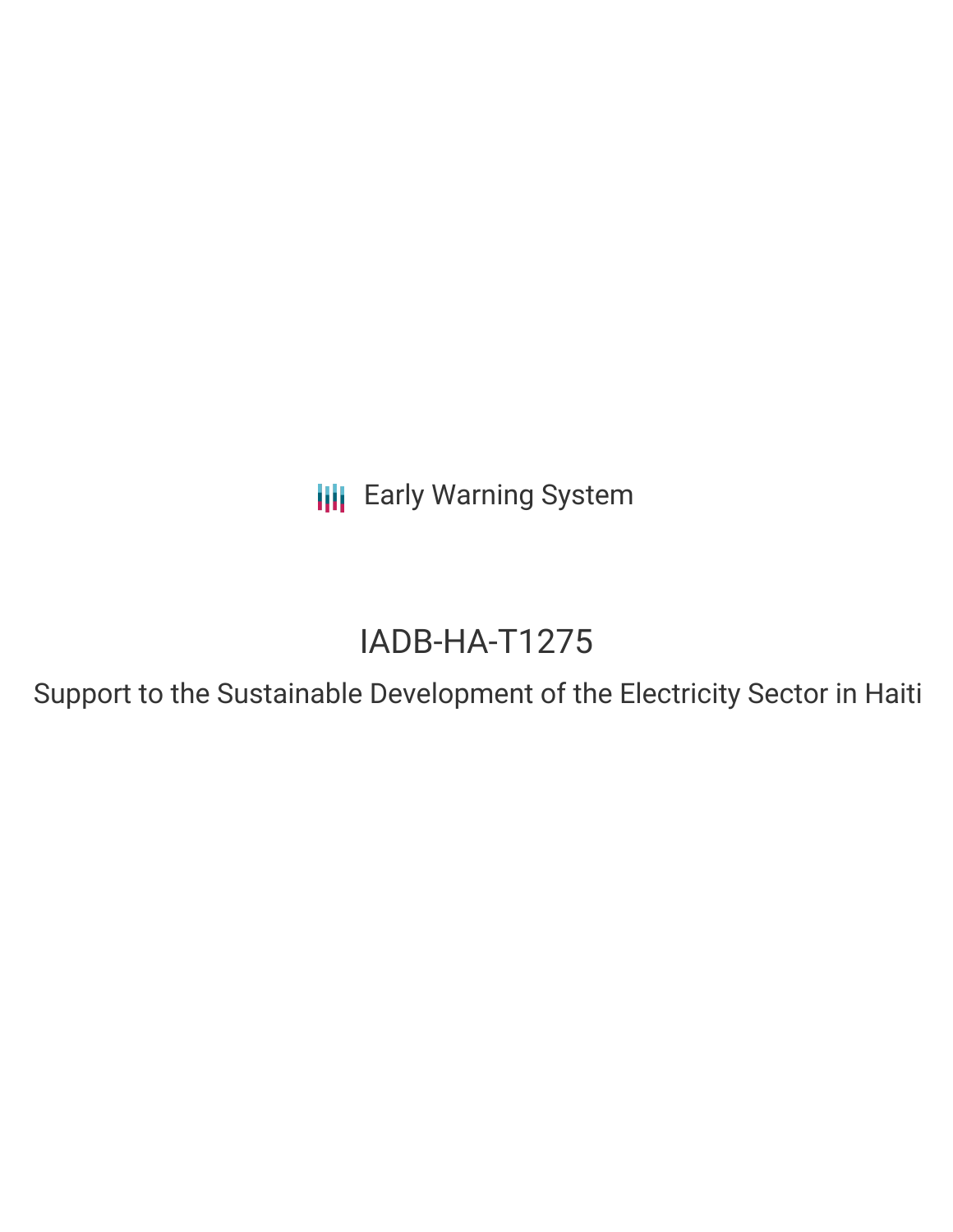Early Warning System

# IADB-HA-T1275

## Support to the Sustainable Development of the Electricity Sector in Haiti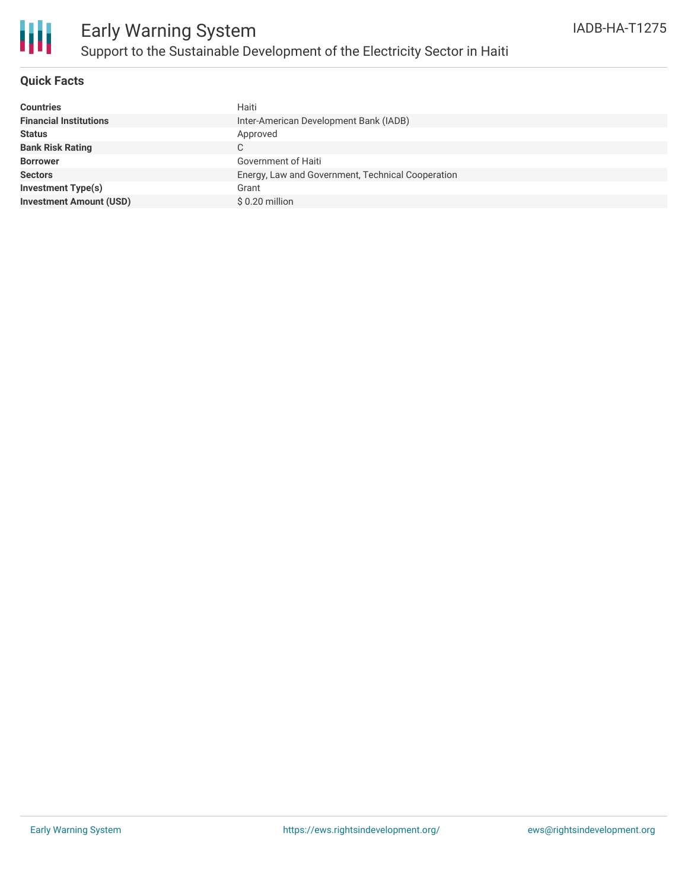# Early Warning System

## Support to the Sustainable Development of the Electricity Sector in Haiti

IADB-HA-T1275

### Quick Facts

| | |
|---|---|
| **Countries** | Haiti |
| **Financial Institutions** | Inter-American Development Bank (IADB) |
| **Status** | Approved |
| **Bank Risk Rating** | C |
| **Borrower** | Government of Haiti |
| **Sectors** | Energy, Law and Government, Technical Cooperation |
| **Investment Type(s)** | Grant |
| **Investment Amount (USD)** | $ 0.20 million |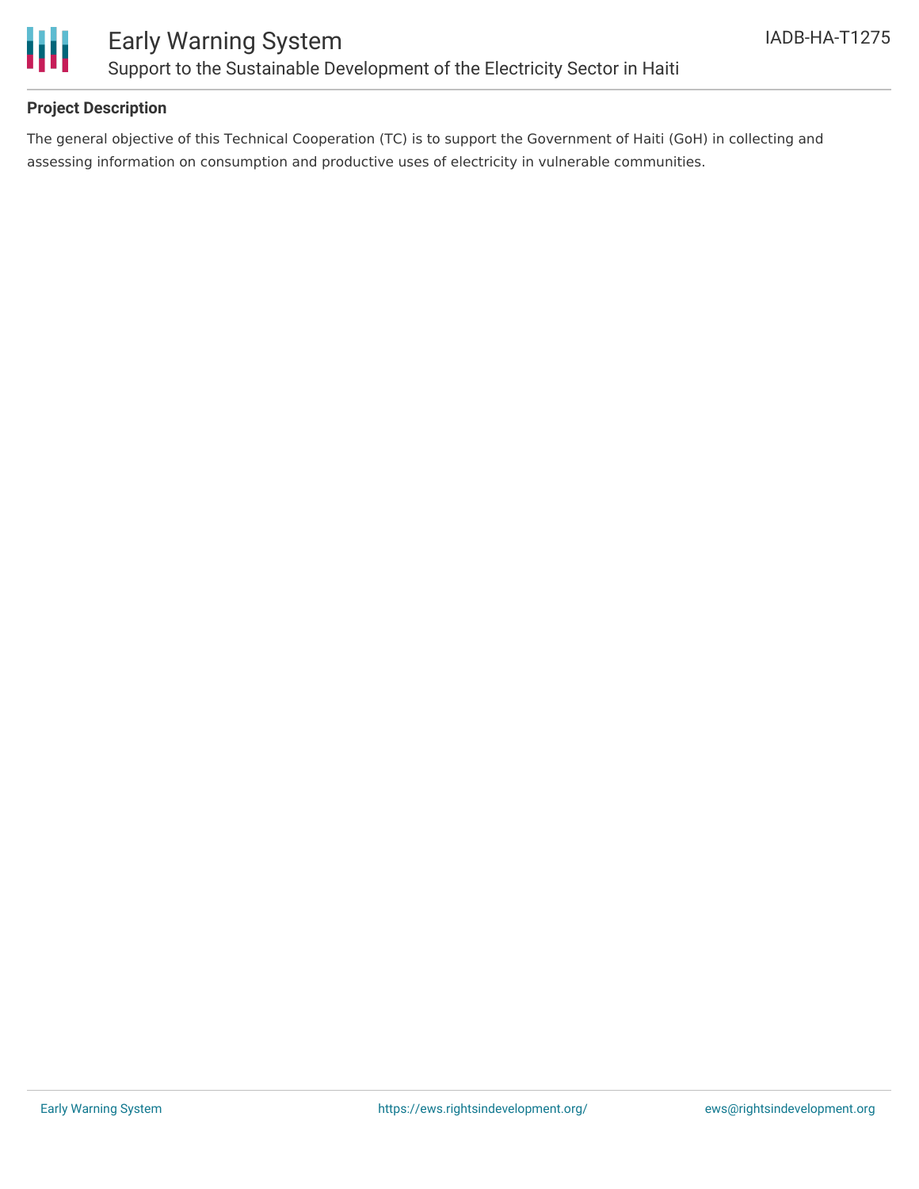## Project Description

The general objective of this Technical Cooperation (TC) is to support the Government of Haiti (GoH) in collecting and assessing information on consumption and productive uses of electricity in vulnerable communities.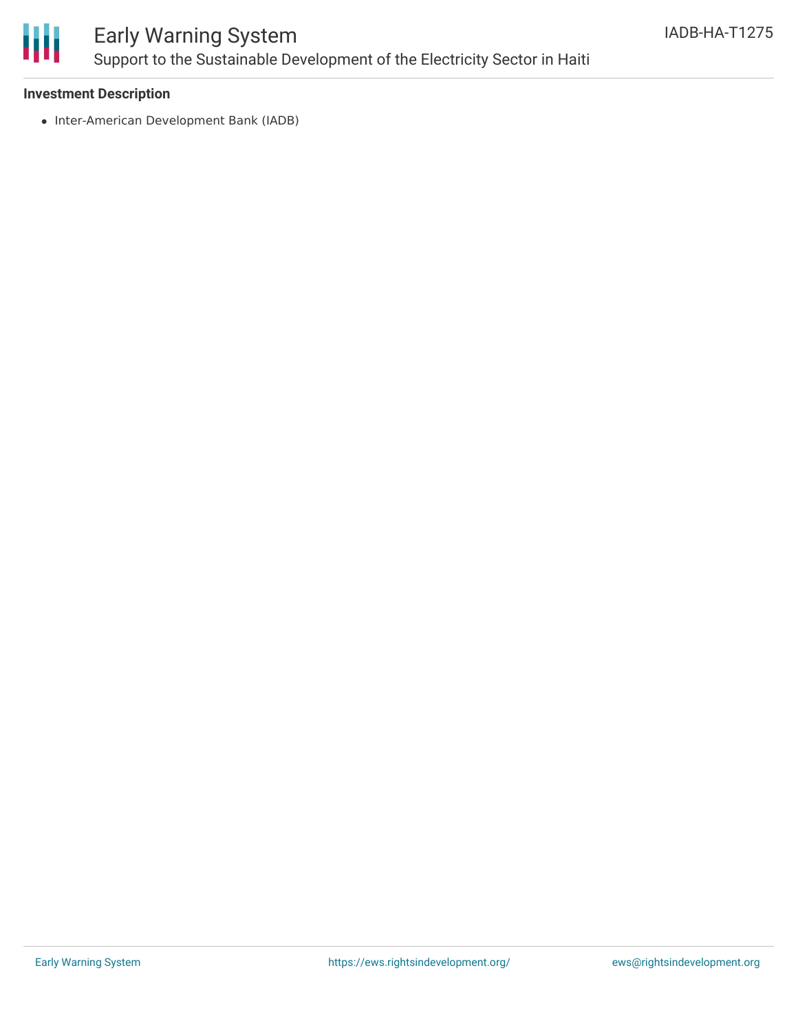**Investment Description**

- Inter-American Development Bank (IADB)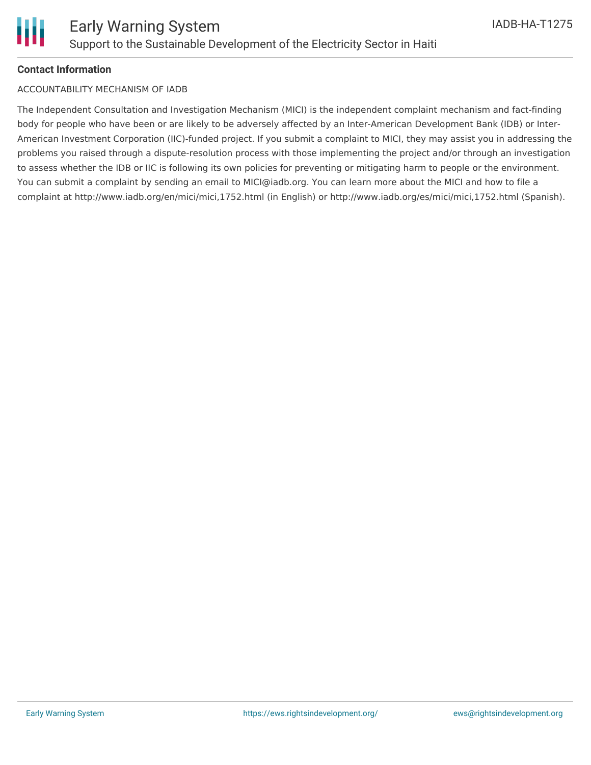**Contact Information**

ACCOUNTABILITY MECHANISM OF IADB

The Independent Consultation and Investigation Mechanism (MICI) is the independent complaint mechanism and fact-finding body for people who have been or are likely to be adversely affected by an Inter-American Development Bank (IDB) or Inter-American Investment Corporation (IIC)-funded project. If you submit a complaint to MICI, they may assist you in addressing the problems you raised through a dispute-resolution process with those implementing the project and/or through an investigation to assess whether the IDB or IIC is following its own policies for preventing or mitigating harm to people or the environment. You can submit a complaint by sending an email to MICI@iadb.org. You can learn more about the MICI and how to file a complaint at http://www.iadb.org/en/mici/mici,1752.html (in English) or http://www.iadb.org/es/mici/mici,1752.html (Spanish).